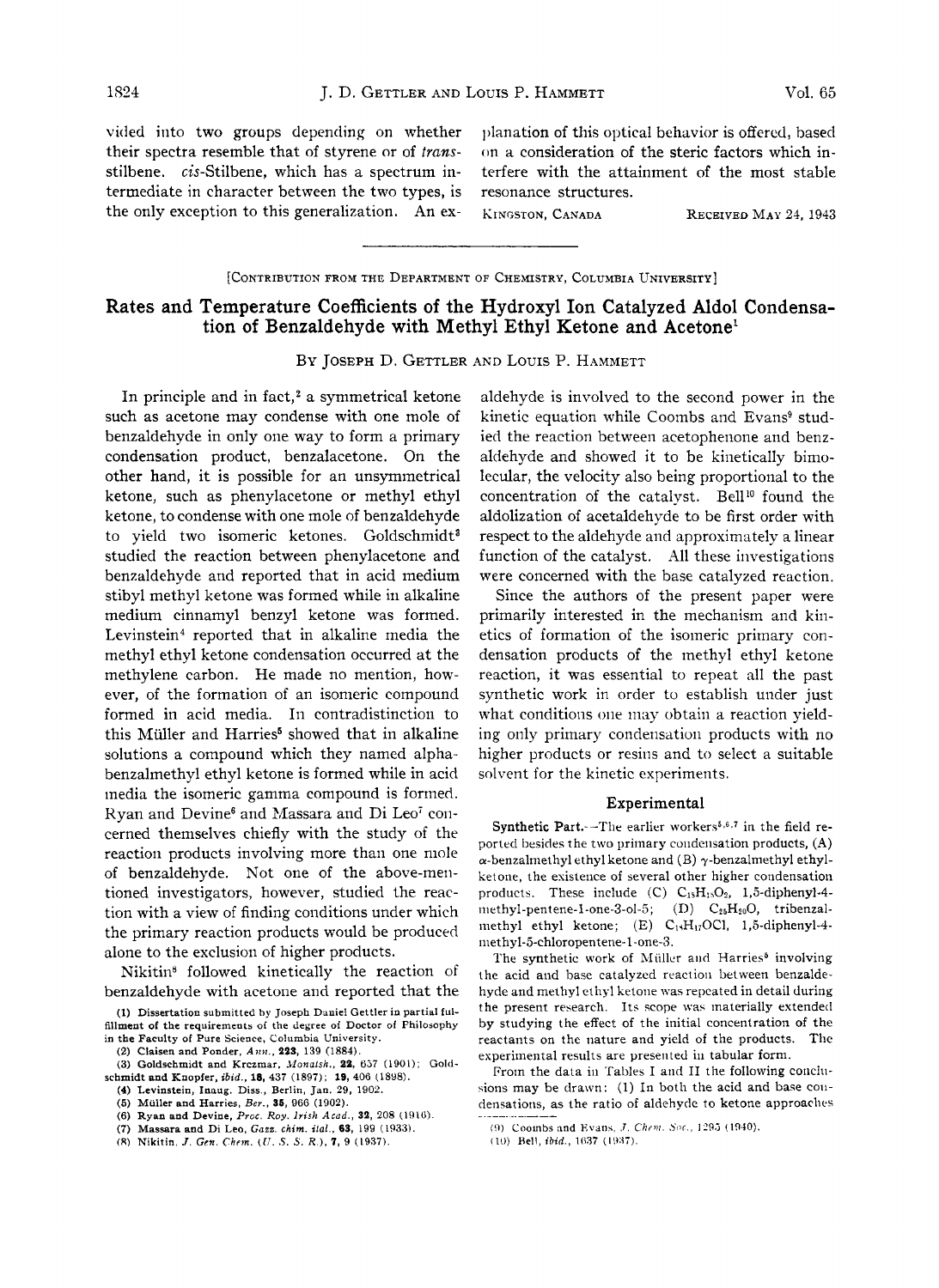vided into two groups depending on whether their spectra resemble that of styrene or of *trans*-stilbene. *cis*-Stilbene, which has a spectrum intermediate in character between the two types, is the only exception to this generalization. An explanation of this optical behavior is offered, based on a consideration of the steric factors which interfere with the attainment of the most stable resonance structures.

KINGSTON, CANADA RECEIVED MAY 24, 1943

[CONTRIBUTION FROM THE DEPARTMENT OF CHEMISTRY, COLUMBIA UNIVERSITY]

# Rates and Temperature Coefficients of the Hydroxyl Ion Catalyzed Aldol Condensation of Benzaldehyde with Methyl Ethyl Ketone and Acetone[1]

BY JOSEPH D. GETTLER AND LOUIS P. HAMMETT

In principle and in fact,[2] a symmetrical ketone such as acetone may condense with one mole of benzaldehyde in only one way to form a primary condensation product, benzalacetone. On the other hand, it is possible for an unsymmetrical ketone, such as phenylacetone or methyl ethyl ketone, to condense with one mole of benzaldehyde to yield two isomeric ketones. Goldschmidt[3] studied the reaction between phenylacetone and benzaldehyde and reported that in acid medium stibyl methyl ketone was formed while in alkaline medium cinnamyl benzyl ketone was formed. Levinstein[4] reported that in alkaline media the methyl ethyl ketone condensation occurred at the methylene carbon. He made no mention, however, of the formation of an isomeric compound formed in acid media. In contradistinction to this Müller and Harries[5] showed that in alkaline solutions a compound which they named alpha-benzalmethyl ethyl ketone is formed while in acid media the isomeric gamma compound is formed. Ryan and Devine[6] and Massara and Di Leo[7] concerned themselves chiefly with the study of the reaction products involving more than one mole of benzaldehyde. Not one of the above-mentioned investigators, however, studied the reaction with a view of finding conditions under which the primary reaction products would be produced alone to the exclusion of higher products.

Nikitin[8] followed kinetically the reaction of benzaldehyde with acetone and reported that the aldehyde is involved to the second power in the kinetic equation while Coombs and Evans[9] studied the reaction between acetophenone and benzaldehyde and showed it to be kinetically bimolecular, the velocity also being proportional to the concentration of the catalyst. Bell[10] found the aldolization of acetaldehyde to be first order with respect to the aldehyde and approximately a linear function of the catalyst. All these investigations were concerned with the base catalyzed reaction.

Since the authors of the present paper were primarily interested in the mechanism and kinetics of formation of the isomeric primary condensation products of the methyl ethyl ketone reaction, it was essential to repeat all the past synthetic work in order to establish under just what conditions one may obtain a reaction yielding only primary condensation products with no higher products or resins and to select a suitable solvent for the kinetic experiments.

## Experimental

**Synthetic Part.**—The earlier workers[5,6,7] in the field reported besides the two primary condensation products, (A) α-benzalmethyl ethyl ketone and (B) γ-benzalmethyl ethyl ketone, the existence of several other higher condensation products. These include (C) $C_{18}H_{18}O_2$, 1,5-diphenyl-4-methyl-pentene-1-one-3-ol-5; (D) $C_{25}H_{20}O$, tribenzal-methyl ethyl ketone; (E) $C_{18}H_{17}OCl$, 1,5-diphenyl-4-methyl-5-chloropentene-1-one-3.

The synthetic work of Müller and Harries[5] involving the acid and base catalyzed reaction between benzaldehyde and methyl ethyl ketone was repeated in detail during the present research. Its scope was materially extended by studying the effect of the initial concentration of the reactants on the nature and yield of the products. The experimental results are presented in tabular form.

From the data in Tables I and II the following conclusions may be drawn: (1) In both the acid and base condensations, as the ratio of aldehyde to ketone approaches

(1) Dissertation submitted by Joseph Daniel Gettler in partial fulfillment of the requirements of the degree of Doctor of Philosophy in the Faculty of Pure Science, Columbia University.

(2) Claisen and Ponder, *Ann.*, **223**, 139 (1884).

(3) Goldschmidt and Krczmar, *Monatsh.*, **22**, 657 (1901); Goldschmidt and Knopfer, *ibid.*, **18**, 437 (1897); **19**, 406 (1898).

(4) Levinstein, Inaug. Diss., Berlin, Jan. 29, 1902.

(5) Müller and Harries, *Ber.*, **35**, 966 (1902).

(6) Ryan and Devine, *Proc. Roy. Irish Acad.*, **32**, 208 (1916).

(7) Massara and Di Leo, *Gazz. chim. ital.*, **63**, 199 (1933).

(8) Nikitin, *J. Gen. Chem.* (*U. S. S. R.*), **7**, 9 (1937).

(9) Coombs and Evans, *J. Chem. Soc.*, 1295 (1940).

(10) Bell, *ibid.*, 1637 (1937).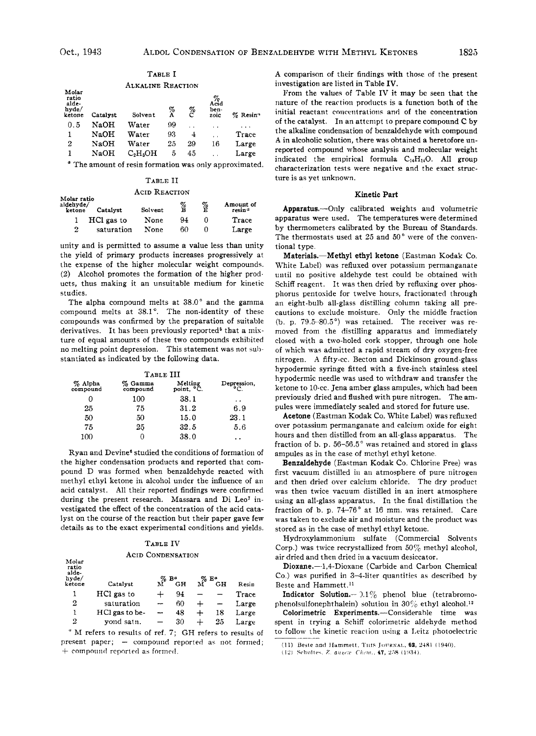TABLE I

ALKALINE REACTION

| Molar ratio aldehyde/ketone | Catalyst | Solvent | % A | % C | % Acid benzoic | % Resin[a] |
|---|---|---|---|---|---|---|
| 0.5 | NaOH | Water | 99 | .. | .. | ... |
| 1 | NaOH | Water | 93 | 4 | .. | Trace |
| 2 | NaOH | Water | 25 | 29 | 16 | Large |
| 1 | NaOH | $C_2H_5OH$ | 5 | 45 | .. | Large |

[a] The amount of resin formation was only approximated.

TABLE II

ACID REACTION

| Molar ratio aldehyde/ketone | Catalyst | Solvent | % B | % E | Amount of resin[a] |
|---|---|---|---|---|---|
| 1 | HCl gas to | None | 94 | 0 | Trace |
| 2 | saturation | None | 60 | 0 | Large |

unity and is permitted to assume a value less than unity the yield of primary products increases progressively at the expense of the higher molecular weight compounds. (2) Alcohol promotes the formation of the higher products, thus making it an unsuitable medium for kinetic studies.

The alpha compound melts at 38.0° and the gamma compound melts at 38.1°. The non-identity of these compounds was confirmed by the preparation of suitable derivatives. It has been previously reported[5] that a mixture of equal amounts of these two compounds exhibited no melting point depression. This statement was not substantiated as indicated by the following data.

TABLE III

| % Alpha compound | % Gamma compound | Melting point, °C. | Depression, °C. |
|---|---|---|---|
| 0 | 100 | 38.1 | .. |
| 25 | 75 | 31.2 | 6.9 |
| 50 | 50 | 15.0 | 23.1 |
| 75 | 25 | 32.5 | 5.6 |
| 100 | 0 | 38.0 | .. |

Ryan and Devine[6] studied the conditions of formation of the higher condensation products and reported that compound D was formed when benzaldehyde reacted with methyl ethyl ketone in alcohol under the influence of an acid catalyst. All their reported findings were confirmed during the present research. Massara and Di Leo[7] investigated the effect of the concentration of the acid catalyst on the course of the reaction but their paper gave few details as to the exact experimental conditions and yields.

TABLE IV

ACID CONDENSATION

| Molar ratio aldehyde/ketone | Catalyst | % B[a] M | % B[a] GH | % E[a] M | % E[a] GH | Resin |
|---|---|---|---|---|---|---|
| 1 | HCl gas to | + | 94 | − | − | Trace |
| 2 | saturation | − | 60 | + | − | Large |
| 1 | HCl gas to be- | − | 48 | + | 18 | Large |
| 2 | yond satn. | − | 30 | + | 25 | Large |

[a] M refers to results of ref. 7; GH refers to results of present paper; − compound reported as not formed; + compound reported as formed.

A comparison of their findings with those of the present investigation are listed in Table IV.

From the values of Table IV it may be seen that the nature of the reaction products is a function both of the initial reactant concentrations and of the concentration of the catalyst. In an attempt to prepare compound C by the alkaline condensation of benzaldehyde with compound A in alcoholic solution, there was obtained a heretofore unreported compound whose analysis and molecular weight indicated the empirical formula $C_{14}H_{14}O$. All group characterization tests were negative and the exact structure is as yet unknown.

## Kinetic Part

**Apparatus.**—Only calibrated weights and volumetric apparatus were used. The temperatures were determined by thermometers calibrated by the Bureau of Standards. The thermostats used at 25 and 50° were of the conventional type.

**Materials.**—**Methyl ethyl ketone** (Eastman Kodak Co. White Label) was refluxed over potassium permanganate until no positive aldehyde test could be obtained with Schiff reagent. It was then dried by refluxing over phosphorus pentoxide for twelve hours, fractionated through an eight-bulb all-glass distilling column taking all precautions to exclude moisture. Only the middle fraction (b. p. 79.5–80.5°) was retained. The receiver was removed from the distilling apparatus and immediately closed with a two-holed cork stopper, through one hole of which was admitted a rapid stream of dry oxygen-free nitrogen. A fifty-cc. Becton and Dickinson ground-glass hypodermic syringe fitted with a five-inch stainless steel hypodermic needle was used to withdraw and transfer the ketone to 10-cc. Jena amber glass ampules, which had been previously dried and flushed with pure nitrogen. The ampules were immediately sealed and stored for future use.

**Acetone** (Eastman Kodak Co. White Label) was refluxed over potassium permanganate and calcium oxide for eight hours and then distilled from an all-glass apparatus. The fraction of b. p. 56–56.5° was retained and stored in glass ampules as in the case of methyl ethyl ketone.

**Benzaldehyde** (Eastman Kodak Co. Chlorine Free) was first vacuum distilled in an atmosphere of pure nitrogen and then dried over calcium chloride. The dry product was then twice vacuum distilled in an inert atmosphere using an all-glass apparatus. In the final distillation the fraction of b. p. 74–76° at 16 mm. was retained. Care was taken to exclude air and moisture and the product was stored as in the case of methyl ethyl ketone.

Hydroxylammonium sulfate (Commercial Solvents Corp.) was twice recrystallized from 50% methyl alcohol, air dried and then dried in a vacuum desiccator.

**Dioxane.**—1,4-Dioxane (Carbide and Carbon Chemical Co.) was purified in 3–4-liter quantities as described by Beste and Hammett.[11]

**Indicator Solution.**—0.1% phenol blue (tetrabromophenolsulfonephthalein) solution in 30% ethyl alcohol.[12]

**Colorimetric Experiments.**—Considerable time was spent in trying a Schiff colorimetric aldehyde method to follow the kinetic reaction using a Leitz photoelectric

(11) Beste and Hammett, THIS JOURNAL, **62**, 2481 (1940).

(12) Schultes, *Z. angew. Chem.*, **47**, 258 (1934).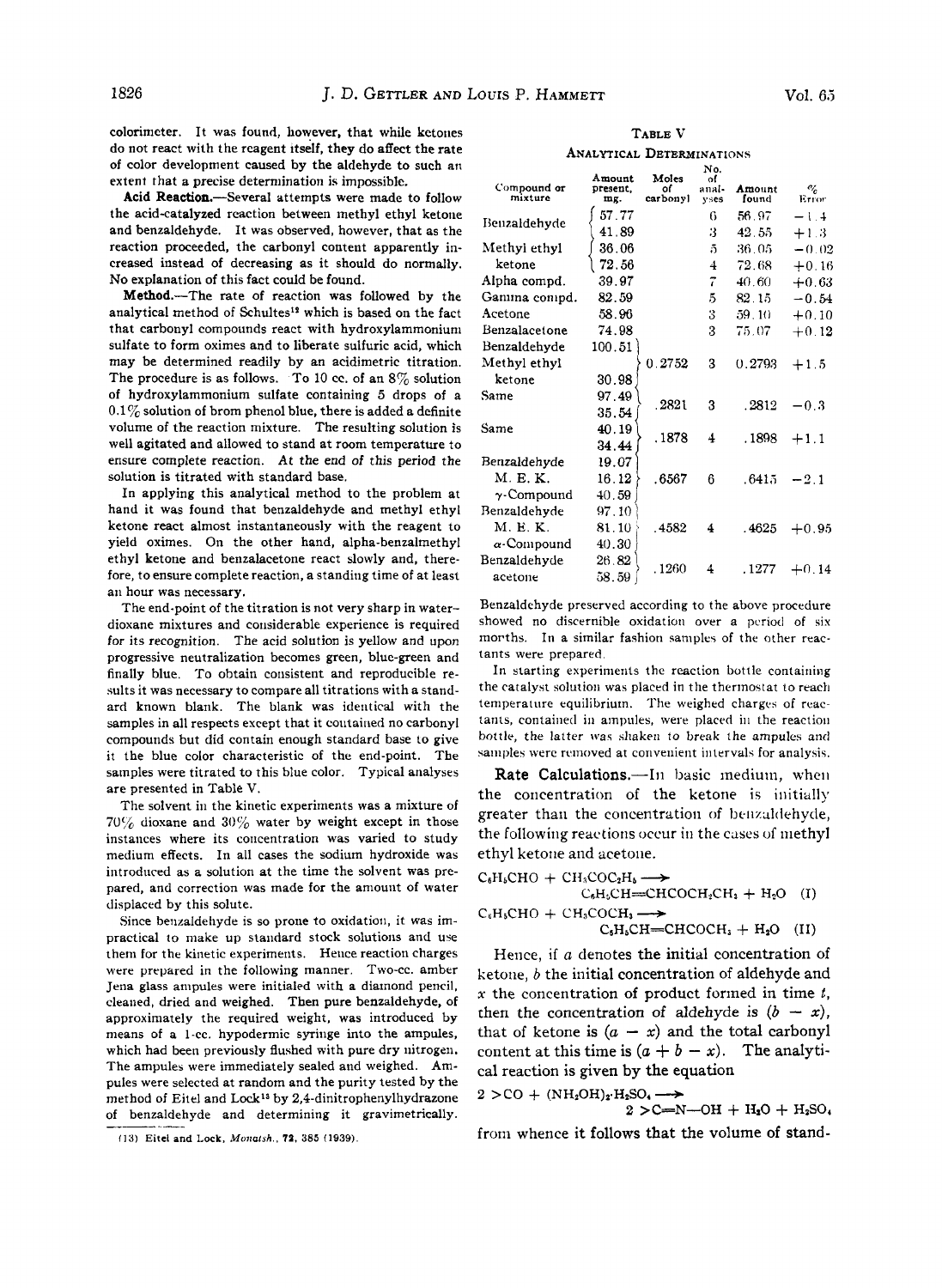colorimeter. It was found, however, that while ketones do not react with the reagent itself, they do affect the rate of color development caused by the aldehyde to such an extent that a precise determination is impossible.

**Acid Reaction.**—Several attempts were made to follow the acid-catalyzed reaction between methyl ethyl ketone and benzaldehyde. It was observed, however, that as the reaction proceeded, the carbonyl content apparently increased instead of decreasing as it should do normally. No explanation of this fact could be found.

**Method.**—The rate of reaction was followed by the analytical method of Schultes[12] which is based on the fact that carbonyl compounds react with hydroxylammonium sulfate to form oximes and to liberate sulfuric acid, which may be determined readily by an acidimetric titration. The procedure is as follows. To 10 cc. of an 8% solution of hydroxylammonium sulfate containing 5 drops of a 0.1% solution of brom phenol blue, there is added a definite volume of the reaction mixture. The resulting solution is well agitated and allowed to stand at room temperature to ensure complete reaction. At the end of this period the solution is titrated with standard base.

In applying this analytical method to the problem at hand it was found that benzaldehyde and methyl ethyl ketone react almost instantaneously with the reagent to yield oximes. On the other hand, alpha-benzalmethyl ethyl ketone and benzalacetone react slowly and, therefore, to ensure complete reaction, a standing time of at least an hour was necessary.

The end-point of the titration is not very sharp in water–dioxane mixtures and considerable experience is required for its recognition. The acid solution is yellow and upon progressive neutralization becomes green, blue-green and finally blue. To obtain consistent and reproducible results it was necessary to compare all titrations with a standard known blank. The blank was identical with the samples in all respects except that it contained no carbonyl compounds but did contain enough standard base to give it the blue color characteristic of the end-point. The samples were titrated to this blue color. Typical analyses are presented in Table V.

The solvent in the kinetic experiments was a mixture of 70% dioxane and 30% water by weight except in those instances where its concentration was varied to study medium effects. In all cases the sodium hydroxide was introduced as a solution at the time the solvent was prepared, and correction was made for the amount of water displaced by this solute.

Since benzaldehyde is so prone to oxidation, it was impractical to make up standard stock solutions and use them for the kinetic experiments. Hence reaction charges were prepared in the following manner. Two-cc. amber Jena glass ampules were initialed with a diamond pencil, cleaned, dried and weighed. Then pure benzaldehyde, of approximately the required weight, was introduced by means of a 1-cc. hypodermic syringe into the ampules, which had been previously flushed with pure dry nitrogen. The ampules were immediately sealed and weighed. Ampules were selected at random and the purity tested by the method of Eitel and Lock[13] by 2,4-dinitrophenylhydrazone of benzaldehyde and determining it gravimetrically.

(13) Eitel and Lock, *Monatsh.*, **72**, 385 (1939).

**Table V**

**Analytical Determinations**

| Compound or mixture | Amount present, mg. | Moles of carbonyl | No. of analyses | Amount found | % Error |
|---|---|---|---|---|---|
| Benzaldehyde | 57.77 | | 6 | 56.97 | −1.4 |
| | 41.89 | | 3 | 42.55 | +1.3 |
| Methyl ethyl ketone | 36.06 | | 5 | 36.05 | −0.02 |
| | 72.56 | | 4 | 72.68 | +0.16 |
| Alpha compd. | 39.97 | | 7 | 40.60 | +0.63 |
| Gamma compd. | 82.59 | | 5 | 82.15 | −0.54 |
| Acetone | 58.96 | | 3 | 59.10 | +0.10 |
| Benzalacetone | 74.98 | | 3 | 75.07 | +0.12 |
| Benzaldehyde | 100.51 | 0.2752 | 3 | 0.2793 | +1.5 |
| Methyl ethyl ketone | 30.98 | | | | |
| Same | 97.49 | .2821 | 3 | .2812 | −0.3 |
| | 35.54 | | | | |
| Same | 40.19 | .1878 | 4 | .1898 | +1.1 |
| | 34.44 | | | | |
| Benzaldehyde | 19.07 | | | | |
| M. E. K. | 16.12 | .6567 | 6 | .6415 | −2.1 |
| γ-Compound | 40.59 | | | | |
| Benzaldehyde | 97.10 | | | | |
| M. E. K. | 81.10 | .4582 | 4 | .4625 | +0.95 |
| α-Compound | 40.30 | | | | |
| Benzaldehyde | 26.82 | .1260 | 4 | .1277 | +0.14 |
| acetone | 58.59 | | | | |

Benzaldehyde preserved according to the above procedure showed no discernible oxidation over a period of six months. In a similar fashion samples of the other reactants were prepared.

In starting experiments the reaction bottle containing the catalyst solution was placed in the thermostat to reach temperature equilibrium. The weighed charges of reactants, contained in ampules, were placed in the reaction bottle, the latter was shaken to break the ampules and samples were removed at convenient intervals for analysis.

**Rate Calculations.**—In basic medium, when the concentration of the ketone is initially greater than the concentration of benzaldehyde, the following reactions occur in the cases of methyl ethyl ketone and acetone.

$$C_6H_5CHO + CH_3COC_2H_5 \longrightarrow C_6H_5CH{=}CHCOCH_2CH_3 + H_2O \quad \text{(I)}$$

$$C_6H_5CHO + CH_3COCH_3 \longrightarrow C_6H_5CH{=}CHCOCH_3 + H_2O \quad \text{(II)}$$

Hence, if $a$ denotes the initial concentration of ketone, $b$ the initial concentration of aldehyde and $x$ the concentration of product formed in time $t$, then the concentration of aldehyde is $(b - x)$, that of ketone is $(a - x)$ and the total carbonyl content at this time is $(a + b - x)$. The analytical reaction is given by the equation

$$2 >CO + (NH_2OH)_2{\cdot}H_2SO_4 \longrightarrow 2 >C{=}N{-}OH + H_2O + H_2SO_4$$

from whence it follows that the volume of stand-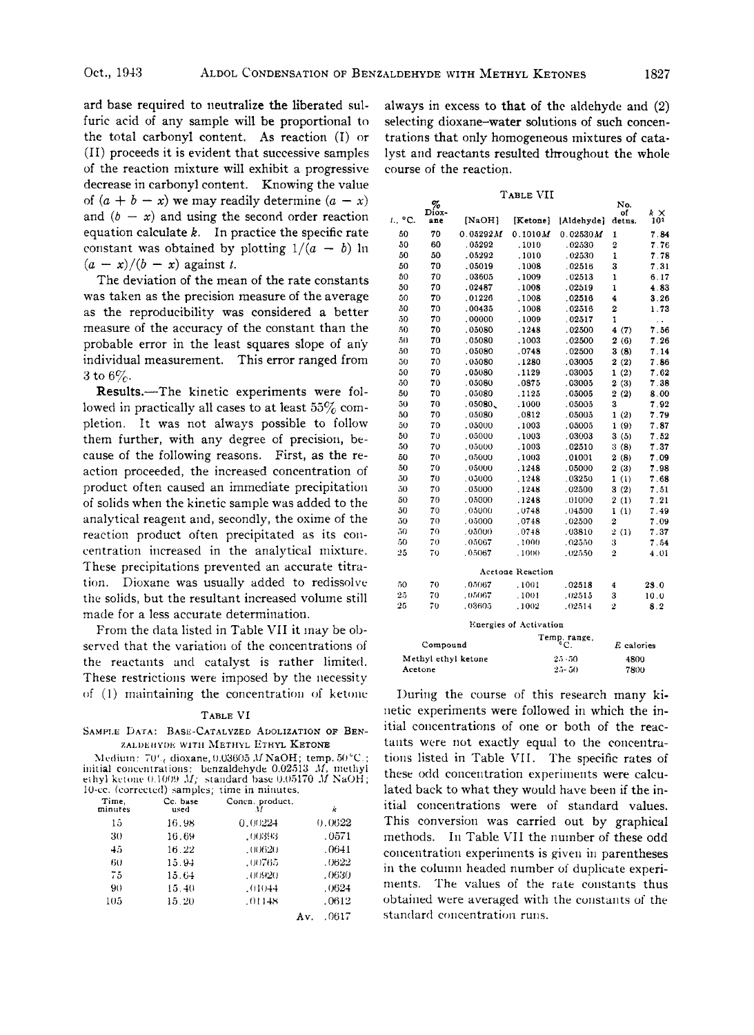ard base required to neutralize the liberated sulfuric acid of any sample will be proportional to the total carbonyl content. As reaction (I) or (II) proceeds it is evident that successive samples of the reaction mixture will exhibit a progressive decrease in carbonyl content. Knowing the value of $(a + b - x)$ we may readily determine $(a - x)$ and $(b - x)$ and using the second order reaction equation calculate $k$. In practice the specific rate constant was obtained by plotting $1/(a - b) \ln (a - x)/(b - x)$ against $t$.

The deviation of the mean of the rate constants was taken as the precision measure of the average as the reproducibility was considered a better measure of the accuracy of the constant than the probable error in the least squares slope of any individual measurement. This error ranged from 3 to 6%.

**Results.**—The kinetic experiments were followed in practically all cases to at least 55% completion. It was not always possible to follow them further, with any degree of precision, because of the following reasons. First, as the reaction proceeded, the increased concentration of product often caused an immediate precipitation of solids when the kinetic sample was added to the analytical reagent and, secondly, the oxime of the reaction product often precipitated as its concentration increased in the analytical mixture. These precipitations prevented an accurate titration. Dioxane was usually added to redissolve the solids, but the resultant increased volume still made for a less accurate determination.

From the data listed in Table VII it may be observed that the variation of the concentrations of the reactants and catalyst is rather limited. These restrictions were imposed by the necessity of (1) maintaining the concentration of ketone always in excess to that of the aldehyde and (2) selecting dioxane–water solutions of such concentrations that only homogeneous mixtures of catalyst and reactants resulted throughout the whole course of the reaction.

TABLE VI

SAMPLE DATA: BASE-CATALYZED ADOLIZATION OF BENZALDEHYDE WITH METHYL ETHYL KETONE

Medium: 70% dioxane, 0.03605 $M$ NaOH; temp. 50°C.; initial concentrations: benzaldehyde 0.02513 $M$, methyl ethyl ketone 0.1009 $M$; standard base 0.05170 $M$ NaOH; 10-cc. (corrected) samples; time in minutes.

| Time, minutes | Cc. base used | Concn. product, $M$ | $k$ |
|---|---|---|---|
| 15 | 16.98 | 0.00224 | 0.0622 |
| 30 | 16.69 | .00393 | .0571 |
| 45 | 16.22 | .00620 | .0641 |
| 60 | 15.94 | .00765 | .0622 |
| 75 | 15.64 | .00920 | .0630 |
| 90 | 15.40 | .01044 | .0624 |
| 105 | 15.20 | .01148 | .0612 |
| | | Av. | .0617 |

TABLE VII

| $t$, °C. | % Dioxane | [NaOH] | [Ketone] | [Aldehyde] | No. of detns. | $k \times 10^2$ |
|---|---|---|---|---|---|---|
| 50 | 70 | 0.05292$M$ | 0.1010$M$ | 0.02530$M$ | 1 | 7.84 |
| 50 | 60 | .05292 | .1010 | .02530 | 2 | 7.76 |
| 50 | 50 | .05292 | .1010 | .02530 | 1 | 7.78 |
| 50 | 70 | .05019 | .1008 | .02516 | 3 | 7.31 |
| 50 | 70 | .03605 | .1009 | .02513 | 1 | 6.17 |
| 50 | 70 | .02487 | .1008 | .02519 | 1 | 4.83 |
| 50 | 70 | .01226 | .1008 | .02516 | 4 | 3.26 |
| 50 | 70 | .00435 | .1008 | .02516 | 2 | 1.73 |
| 50 | 70 | .00000 | .1009 | .02517 | 1 | .. |
| 50 | 70 | .05080 | .1248 | .02500 | 4 (7) | 7.56 |
| 50 | 70 | .05080 | .1003 | .02500 | 2 (6) | 7.26 |
| 50 | 70 | .05080 | .0748 | .02500 | 3 (8) | 7.14 |
| 50 | 70 | .05080 | .1280 | .03005 | 2 (2) | 7.86 |
| 50 | 70 | .05080 | .1129 | .03005 | 1 (2) | 7.62 |
| 50 | 70 | .05080 | .0875 | .03005 | 2 (3) | 7.38 |
| 50 | 70 | .05080 | .1125 | .05005 | 2 (2) | 8.00 |
| 50 | 70 | .05080 | .1000 | .05005 | 3 | 7.92 |
| 50 | 70 | .05080 | .0812 | .05005 | 1 (2) | 7.79 |
| 50 | 70 | .05000 | .1003 | .05005 | 1 (9) | 7.87 |
| 50 | 70 | .05000 | .1003 | .03003 | 3 (5) | 7.52 |
| 50 | 70 | .05000 | .1003 | .02510 | 3 (8) | 7.37 |
| 50 | 70 | .05000 | .1003 | .01001 | 2 (8) | 7.09 |
| 50 | 70 | .05000 | .1248 | .05000 | 2 (3) | 7.98 |
| 50 | 70 | .05000 | .1248 | .03250 | 1 (1) | 7.68 |
| 50 | 70 | .05000 | .1248 | .02500 | 3 (2) | 7.51 |
| 50 | 70 | .05000 | .1248 | .01000 | 2 (1) | 7.21 |
| 50 | 70 | .05000 | .0748 | .04500 | 1 (1) | 7.49 |
| 50 | 70 | .05000 | .0748 | .02500 | 2 | 7.09 |
| 50 | 70 | .05000 | .0748 | .03810 | 2 (1) | 7.37 |
| 50 | 70 | .05067 | .1000 | .02550 | 3 | 7.54 |
| 25 | 70 | .05067 | .1000 | .02550 | 2 | 4.01 |
| | | | Acetone Reaction | | | |
| 50 | 70 | .05067 | .1001 | .02518 | 4 | 23.0 |
| 25 | 70 | .05067 | .1001 | .02515 | 3 | 10.0 |
| 25 | 70 | .03605 | .1002 | .02514 | 2 | 8.2 |

Energies of Activation

| Compound | Temp. range, °C. | $E$ calories |
|---|---|---|
| Methyl ethyl ketone | 25–50 | 4800 |
| Acetone | 25–50 | 7800 |

During the course of this research many kinetic experiments were followed in which the initial concentrations of one or both of the reactants were not exactly equal to the concentrations listed in Table VII. The specific rates of these odd concentration experiments were calculated back to what they would have been if the initial concentrations were of standard values. This conversion was carried out by graphical methods. In Table VII the number of these odd concentration experiments is given in parentheses in the column headed number of duplicate experiments. The values of the rate constants thus obtained were averaged with the constants of the standard concentration runs.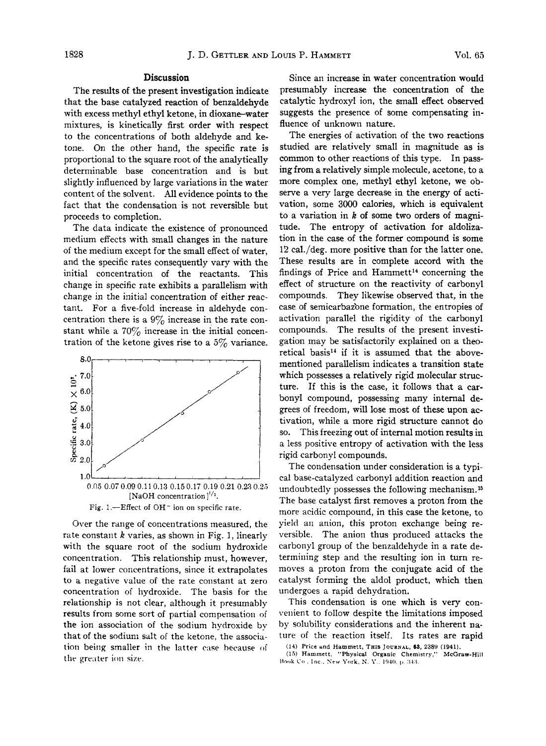## Discussion

The results of the present investigation indicate that the base catalyzed reaction of benzaldehyde with excess methyl ethyl ketone, in dioxane–water mixtures, is kinetically first order with respect to the concentrations of both aldehyde and ketone. On the other hand, the specific rate is proportional to the square root of the analytically determinable base concentration and is but slightly influenced by large variations in the water content of the solvent. All evidence points to the fact that the condensation is not reversible but proceeds to completion.

The data indicate the existence of pronounced medium effects with small changes in the nature of the medium except for the small effect of water, and the specific rates consequently vary with the initial concentration of the reactants. This change in specific rate exhibits a parallelism with change in the initial concentration of either reactant. For a five-fold increase in aldehyde concentration there is a 9% increase in the rate constant while a 70% increase in the initial concentration of the ketone gives rise to a 5% variance.

Fig. 1.—Effect of $OH^-$ ion on specific rate.

Over the range of concentrations measured, the rate constant $k$ varies, as shown in Fig. 1, linearly with the square root of the sodium hydroxide concentration. This relationship must, however, fail at lower concentrations, since it extrapolates to a negative value of the rate constant at zero concentration of hydroxide. The basis for the relationship is not clear, although it presumably results from some sort of partial compensation of the ion association of the sodium hydroxide by that of the sodium salt of the ketone, the association being smaller in the latter case because of the greater ion size.

Since an increase in water concentration would presumably increase the concentration of the catalytic hydroxyl ion, the small effect observed suggests the presence of some compensating influence of unknown nature.

The energies of activation of the two reactions studied are relatively small in magnitude as is common to other reactions of this type. In passing from a relatively simple molecule, acetone, to a more complex one, methyl ethyl ketone, we observe a very large decrease in the energy of activation, some 3000 calories, which is equivalent to a variation in $k$ of some two orders of magnitude. The entropy of activation for aldolization in the case of the former compound is some 12 cal./deg. more positive than for the latter one. These results are in complete accord with the findings of Price and Hammett[14] concerning the effect of structure on the reactivity of carbonyl compounds. They likewise observed that, in the case of semicarbazone formation, the entropies of activation parallel the rigidity of the carbonyl compounds. The results of the present investigation may be satisfactorily explained on a theoretical basis[14] if it is assumed that the above-mentioned parallelism indicates a transition state which possesses a relatively rigid molecular structure. If this is the case, it follows that a carbonyl compound, possessing many internal degrees of freedom, will lose most of these upon activation, while a more rigid structure cannot do so. This freezing out of internal motion results in a less positive entropy of activation with the less rigid carbonyl compounds.

The condensation under consideration is a typical base-catalyzed carbonyl addition reaction and undoubtedly possesses the following mechanism.[15] The base catalyst first removes a proton from the more acidic compound, in this case the ketone, to yield an anion, this proton exchange being reversible. The anion thus produced attacks the carbonyl group of the benzaldehyde in a rate determining step and the resulting ion in turn removes a proton from the conjugate acid of the catalyst forming the aldol product, which then undergoes a rapid dehydration.

This condensation is one which is very convenient to follow despite the limitations imposed by solubility considerations and the inherent nature of the reaction itself. Its rates are rapid

(14) Price and Hammett, This Journal, 63, 2389 (1941).

(15) Hammett, "Physical Organic Chemistry," McGraw-Hill Book Co., Inc., New York, N. Y., 1940, p. 343.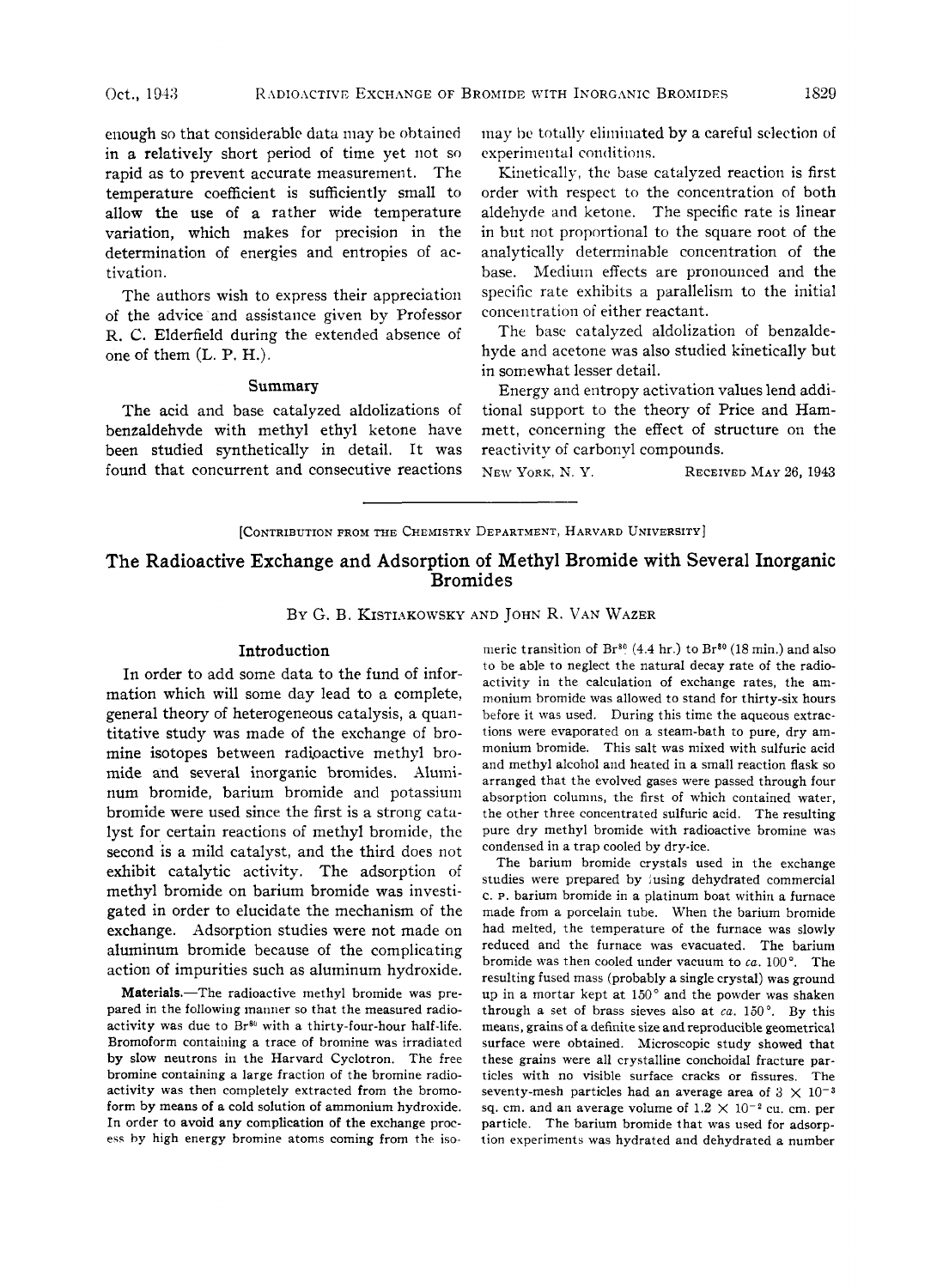enough so that considerable data may be obtained in a relatively short period of time yet not so rapid as to prevent accurate measurement. The temperature coefficient is sufficiently small to allow the use of a rather wide temperature variation, which makes for precision in the determination of energies and entropies of activation.

The authors wish to express their appreciation of the advice and assistance given by Professor R. C. Elderfield during the extended absence of one of them (L. P. H.).

## Summary

The acid and base catalyzed aldolizations of benzaldehyde with methyl ethyl ketone have been studied synthetically in detail. It was found that concurrent and consecutive reactions may be totally eliminated by a careful selection of experimental conditions.

Kinetically, the base catalyzed reaction is first order with respect to the concentration of both aldehyde and ketone. The specific rate is linear in but not proportional to the square root of the analytically determinable concentration of the base. Medium effects are pronounced and the specific rate exhibits a parallelism to the initial concentration of either reactant.

The base catalyzed aldolization of benzaldehyde and acetone was also studied kinetically but in somewhat lesser detail.

Energy and entropy activation values lend additional support to the theory of Price and Hammett, concerning the effect of structure on the reactivity of carbonyl compounds.

NEW YORK, N. Y. RECEIVED MAY 26, 1943

---

[CONTRIBUTION FROM THE CHEMISTRY DEPARTMENT, HARVARD UNIVERSITY]

# The Radioactive Exchange and Adsorption of Methyl Bromide with Several Inorganic Bromides

BY G. B. KISTIAKOWSKY AND JOHN R. VAN WAZER

## Introduction

In order to add some data to the fund of information which will some day lead to a complete, general theory of heterogeneous catalysis, a quantitative study was made of the exchange of bromine isotopes between radioactive methyl bromide and several inorganic bromides. Aluminum bromide, barium bromide and potassium bromide were used since the first is a strong catalyst for certain reactions of methyl bromide, the second is a mild catalyst, and the third does not exhibit catalytic activity. The adsorption of methyl bromide on barium bromide was investigated in order to elucidate the mechanism of the exchange. Adsorption studies were not made on aluminum bromide because of the complicating action of impurities such as aluminum hydroxide.

**Materials.**—The radioactive methyl bromide was prepared in the following manner so that the measured radioactivity was due to $Br^{80}$ with a thirty-four-hour half-life. Bromoform containing a trace of bromine was irradiated by slow neutrons in the Harvard Cyclotron. The free bromine containing a large fraction of the bromine radioactivity was then completely extracted from the bromoform by means of a cold solution of ammonium hydroxide. In order to avoid any complication of the exchange process by high energy bromine atoms coming from the isomeric transition of $Br^{80}$ (4.4 hr.) to $Br^{80}$ (18 min.) and also to be able to neglect the natural decay rate of the radioactivity in the calculation of exchange rates, the ammonium bromide was allowed to stand for thirty-six hours before it was used. During this time the aqueous extractions were evaporated on a steam-bath to pure, dry ammonium bromide. This salt was mixed with sulfuric acid and methyl alcohol and heated in a small reaction flask so arranged that the evolved gases were passed through four absorption columns, the first of which contained water, the other three concentrated sulfuric acid. The resulting pure dry methyl bromide with radioactive bromine was condensed in a trap cooled by dry-ice.

The barium bromide crystals used in the exchange studies were prepared by fusing dehydrated commercial C. P. barium bromide in a platinum boat within a furnace made from a porcelain tube. When the barium bromide had melted, the temperature of the furnace was slowly reduced and the furnace was evacuated. The barium bromide was then cooled under vacuum to *ca.* 100°. The resulting fused mass (probably a single crystal) was ground up in a mortar kept at 150° and the powder was shaken through a set of brass sieves also at *ca.* 150°. By this means, grains of a definite size and reproducible geometrical surface were obtained. Microscopic study showed that these grains were all crystalline conchoidal fracture particles with no visible surface cracks or fissures. The seventy-mesh particles had an average area of $3 \times 10^{-3}$ sq. cm. and an average volume of $1.2 \times 10^{-2}$ cu. cm. per particle. The barium bromide that was used for adsorption experiments was hydrated and dehydrated a number